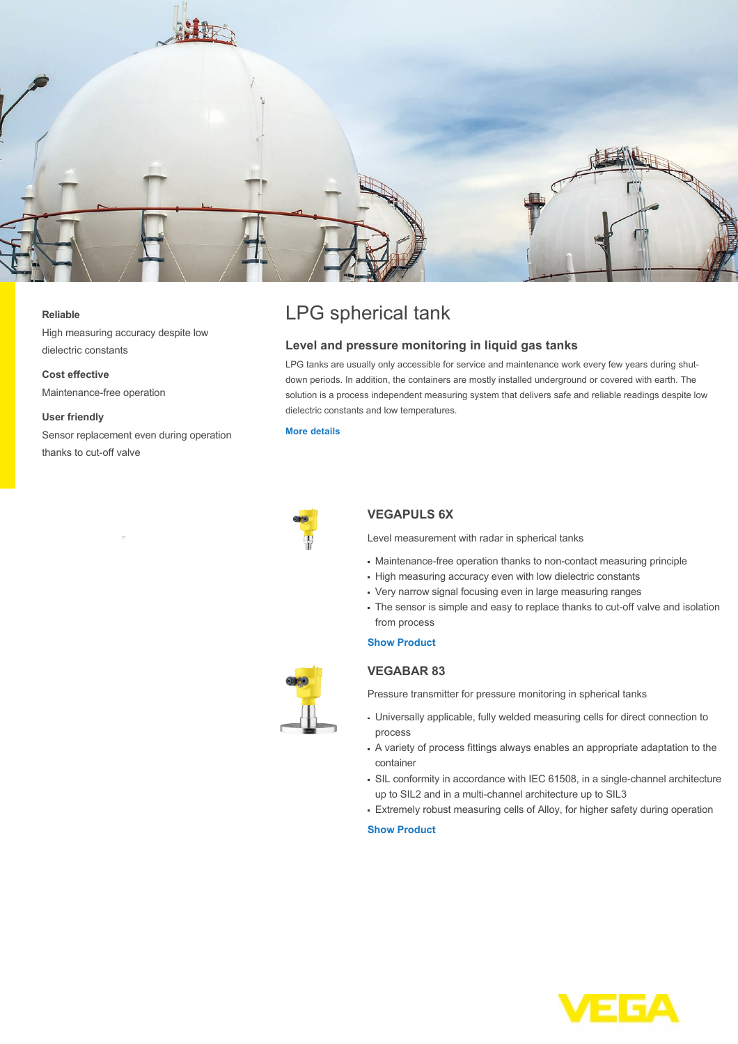# LPG spherical tank

## Level and pressure monitoring in liquid gas tanks

LPG tanks are usually only accessible for service and maintenance work every few years during shut-down periods. In addition, the containers are mostly installed underground or covered with earth. The solution is a process independent measuring system that delivers safe and reliable readings despite low dielectric constants and low temperatures.

More details

**Reliable**

High measuring accuracy despite low dielectric constants

**Cost effective**

Maintenance-free operation

**User friendly**

Sensor replacement even during operation thanks to cut-off valve

### VEGAPULS 6X

Level measurement with radar in spherical tanks

- Maintenance-free operation thanks to non-contact measuring principle
- High measuring accuracy even with low dielectric constants
- Very narrow signal focusing even in large measuring ranges
- The sensor is simple and easy to replace thanks to cut-off valve and isolation from process

Show Product

### VEGABAR 83

Pressure transmitter for pressure monitoring in spherical tanks

- Universally applicable, fully welded measuring cells for direct connection to process
- A variety of process fittings always enables an appropriate adaptation to the container
- SIL conformity in accordance with IEC 61508, in a single-channel architecture up to SIL2 and in a multi-channel architecture up to SIL3
- Extremely robust measuring cells of Alloy, for higher safety during operation

Show Product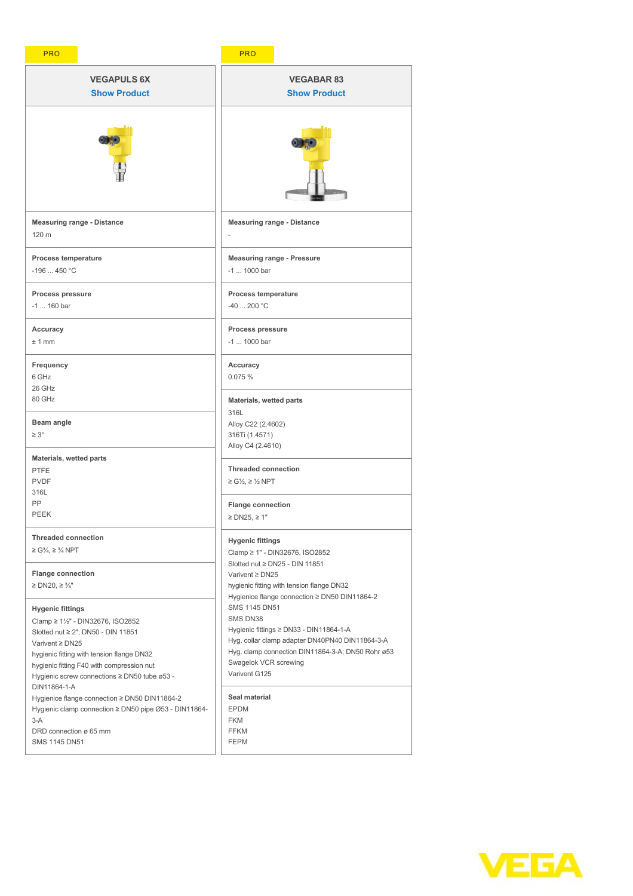PRO

## VEGAPULS 6X

Show Product

**Measuring range - Distance**
120 m

**Process temperature**
-196 ... 450 °C

**Process pressure**
-1 ... 160 bar

**Accuracy**
± 1 mm

**Frequency**
6 GHz
26 GHz
80 GHz

**Beam angle**
≥ 3°

**Materials, wetted parts**
PTFE
PVDF
316L
PP
PEEK

**Threaded connection**
≥ G¾, ≥ ¾ NPT

**Flange connection**
≥ DN20, ≥ ¾"

**Hygenic fittings**
Clamp ≥ 1½" - DIN32676, ISO2852
Slotted nut ≥ 2", DN50 - DIN 11851
Varivent ≥ DN25
hygienic fitting with tension flange DN32
hygienic fitting F40 with compression nut
Hygienic screw connections ≥ DN50 tube ø53 - DIN11864-1-A
Hygienice flange connection ≥ DN50 DIN11864-2
Hygienic clamp connection ≥ DN50 pipe Ø53 - DIN11864-3-A
DRD connection ø 65 mm
SMS 1145 DN51

PRO

## VEGABAR 83

Show Product

**Measuring range - Distance**
-

**Measuring range - Pressure**
-1 ... 1000 bar

**Process temperature**
-40 ... 200 °C

**Process pressure**
-1 ... 1000 bar

**Accuracy**
0.075 %

**Materials, wetted parts**
316L
Alloy C22 (2.4602)
316Ti (1.4571)
Alloy C4 (2.4610)

**Threaded connection**
≥ G½, ≥ ½ NPT

**Flange connection**
≥ DN25, ≥ 1"

**Hygenic fittings**
Clamp ≥ 1" - DIN32676, ISO2852
Slotted nut ≥ DN25 - DIN 11851
Varivent ≥ DN25
hygienic fitting with tension flange DN32
Hygienice flange connection ≥ DN50 DIN11864-2
SMS 1145 DN51
SMS DN38
Hygienic fittings ≥ DN33 - DIN11864-1-A
Hyg. collar clamp adapter DN40PN40 DIN11864-3-A
Hyg. clamp connection DIN11864-3-A; DN50 Rohr ø53
Swagelok VCR screwing
Varivent G125

**Seal material**
EPDM
FKM
FFKM
FEPM